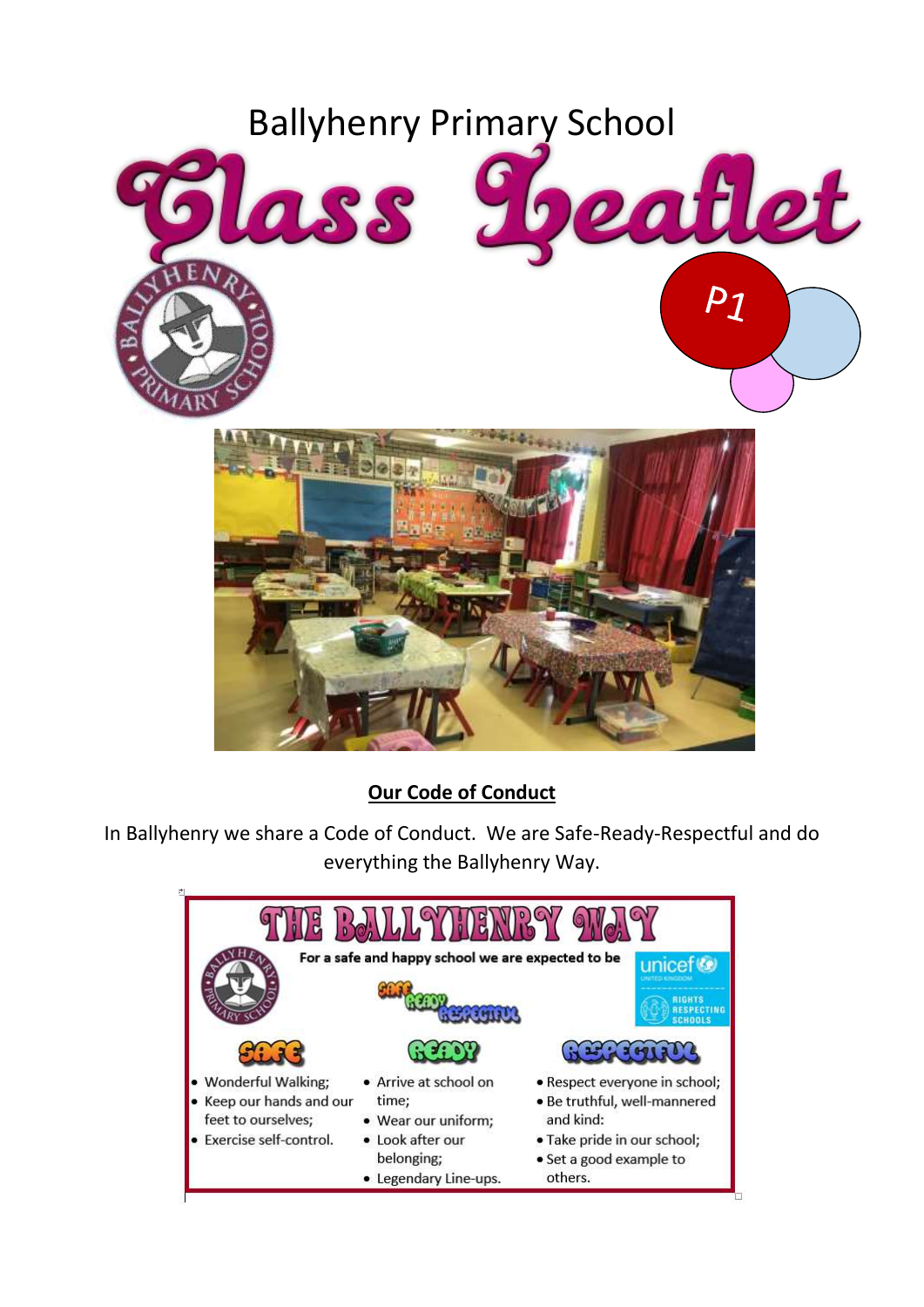# Ballyhenry Primary School

# Class Leaflet

P1

## Our Code of Conduct

In Ballyhenry we share a Code of Conduct. We are Safe-Ready-Respectful and do everything the Ballyhenry Way.

### THE BALLYHENRY WAY

For a safe and happy school we are expected to be

SAFE READY RESPECTFUL

unicef UNITED KINGDOM — RIGHTS RESPECTING SCHOOLS

**SAFE**

- Wonderful Walking;
- Keep our hands and our feet to ourselves;
- Exercise self-control.

**READY**

- Arrive at school on time;
- Wear our uniform;
- Look after our belonging;
- Legendary Line-ups.

**RESPECTFUL**

- Respect everyone in school;
- Be truthful, well-mannered and kind:
- Take pride in our school;
- Set a good example to others.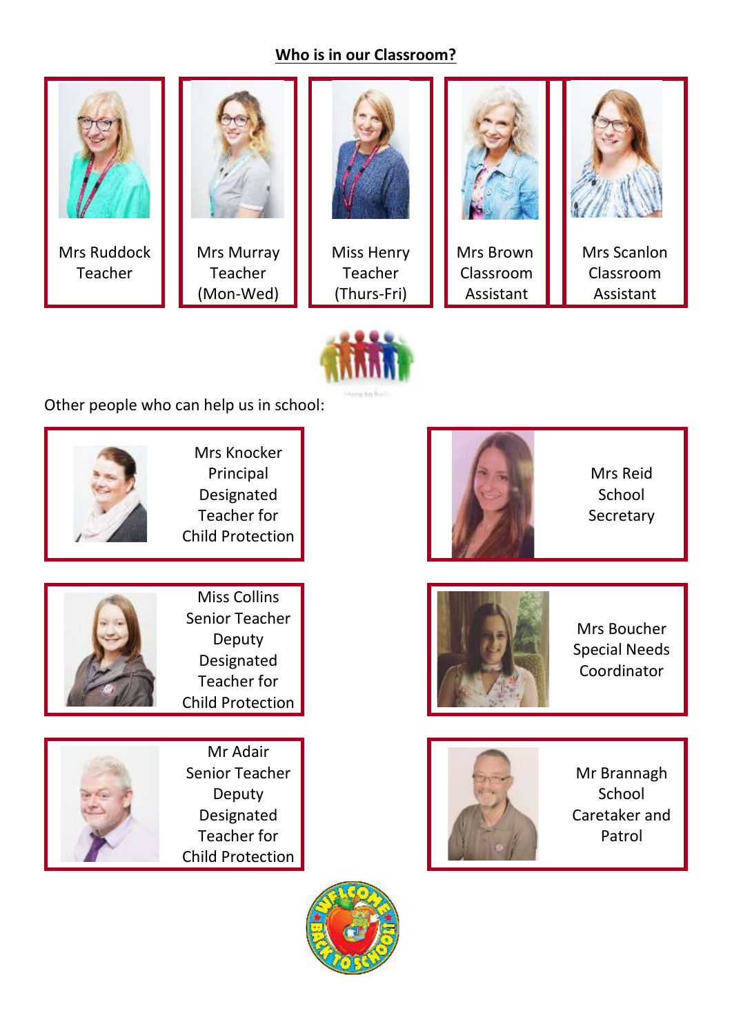## Who is in our Classroom?

| Mrs Ruddock | Mrs Murray | Miss Henry | Mrs Brown | Mrs Scanlon |
|---|---|---|---|---|
| Teacher | Teacher (Mon-Wed) | Teacher (Thurs-Fri) | Classroom Assistant | Classroom Assistant |

Other people who can help us in school:

Mrs Knocker
Principal
Designated Teacher for Child Protection

Mrs Reid
School Secretary

Miss Collins
Senior Teacher
Deputy Designated Teacher for Child Protection

Mrs Boucher
Special Needs Coordinator

Mr Adair
Senior Teacher
Deputy Designated Teacher for Child Protection

Mr Brannagh
School Caretaker and Patrol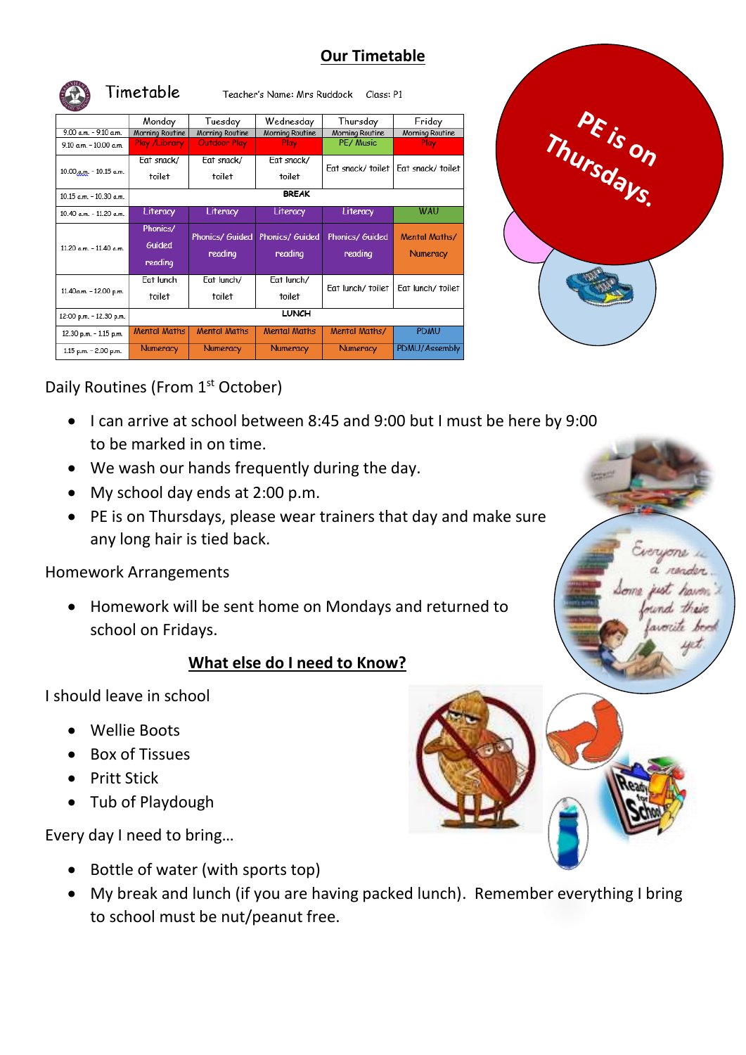# Our Timetable

Timetable    Teacher's Name: Mrs Ruddock    Class: P1

| | Monday | Tuesday | Wednesday | Thursday | Friday |
|---|---|---|---|---|---|
| 9.00 a.m. - 9.10 a.m. | Morning Routine | Morning Routine | Morning Routine | Morning Routine | Morning Routine |
| 9.10 a.m. – 10.00 a.m. | Play /Library | Outdoor Play | Play | PE/ Music | Play |
| 10.00 a.m. - 10.15 a.m. | Eat snack/ toilet | Eat snack/ toilet | Eat snack/ toilet | Eat snack/ toilet | Eat snack/ toilet |
| 10.15 a.m. - 10.30 a.m. | BREAK | | | | |
| 10.40 a.m. - 11.20 a.m. | Literacy | Literacy | Literacy | Literacy | WAU |
| 11.20 a.m. - 11.40 a.m. | Phonics/ Guided reading | Phonics/ Guided reading | Phonics/ Guided reading | Phonics/ Guided reading | Mental Maths/ Numeracy |
| 11.40a.m. - 12.00 p.m. | Eat lunch toilet | Eat lunch/ toilet | Eat lunch/ toilet | Eat lunch/ toilet | Eat lunch/ toilet |
| 12:00 p.m. - 12.30 p.m. | LUNCH | | | | |
| 12.30 p.m. - 1.15 p.m. | Mental Maths | Mental Maths | Mental Maths | Mental Maths/ | PDMU |
| 1.15 p.m. - 2.00 p.m. | Numeracy | Numeracy | Numeracy | Numeracy | PDMU/Assembly |

PE is on Thursdays.

Daily Routines (From 1st October)

- I can arrive at school between 8:45 and 9:00 but I must be here by 9:00 to be marked in on time.
- We wash our hands frequently during the day.
- My school day ends at 2:00 p.m.
- PE is on Thursdays, please wear trainers that day and make sure any long hair is tied back.

Homework Arrangements

- Homework will be sent home on Mondays and returned to school on Fridays.

## What else do I need to Know?

I should leave in school

- Wellie Boots
- Box of Tissues
- Pritt Stick
- Tub of Playdough

Every day I need to bring…

- Bottle of water (with sports top)
- My break and lunch (if you are having packed lunch). Remember everything I bring to school must be nut/peanut free.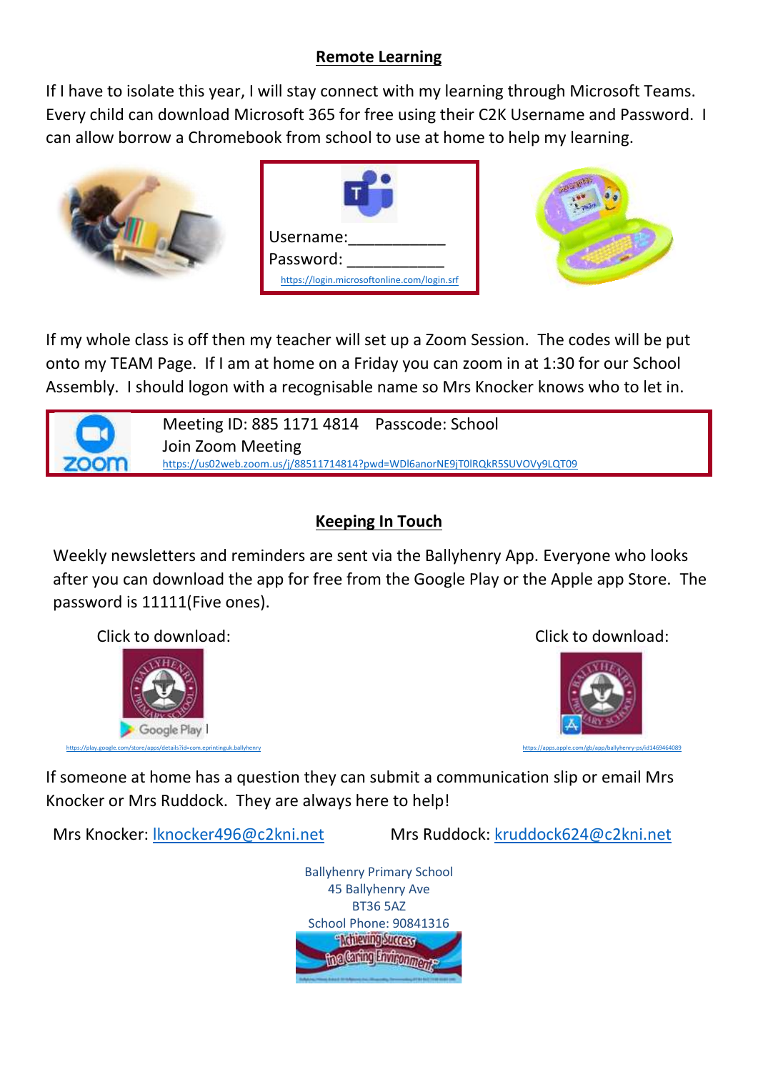## Remote Learning

If I have to isolate this year, I will stay connect with my learning through Microsoft Teams. Every child can download Microsoft 365 for free using their C2K Username and Password. I can allow borrow a Chromebook from school to use at home to help my learning.

Username:___________

Password: ___________

https://login.microsoftonline.com/login.srf

If my whole class is off then my teacher will set up a Zoom Session. The codes will be put onto my TEAM Page. If I am at home on a Friday you can zoom in at 1:30 for our School Assembly. I should logon with a recognisable name so Mrs Knocker knows who to let in.

zoom

Meeting ID: 885 1171 4814 Passcode: School

Join Zoom Meeting

https://us02web.zoom.us/j/88511714814?pwd=WDl6anorNE9jT0lRQkR5SUVOVy9LQT09

## Keeping In Touch

Weekly newsletters and reminders are sent via the Ballyhenry App. Everyone who looks after you can download the app for free from the Google Play or the Apple app Store. The password is 11111(Five ones).

Click to download:

Google Play

https://play.google.com/store/apps/details?id=com.eprintinguk.ballyhenry

Click to download:

https://apps.apple.com/gb/app/ballyhenry-ps/id1469464089

If someone at home has a question they can submit a communication slip or email Mrs Knocker or Mrs Ruddock. They are always here to help!

Mrs Knocker: lknocker496@c2kni.net Mrs Ruddock: kruddock624@c2kni.net

Ballyhenry Primary School
45 Ballyhenry Ave
BT36 5AZ
School Phone: 90841316

"Achieving Success in a Caring Environment"